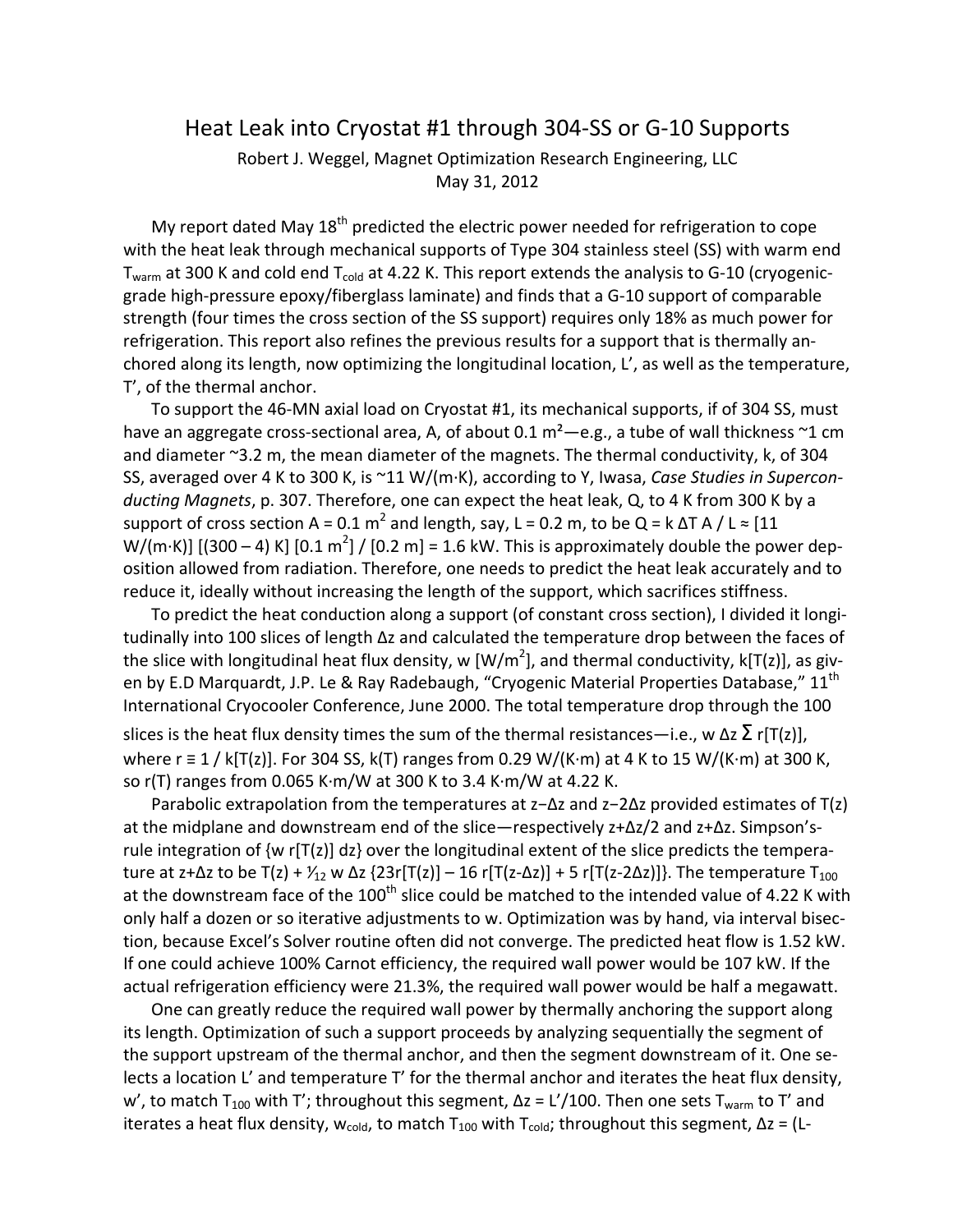# Heat Leak into Cryostat #1 through 304-SS or G-10 Supports

Robert J. Weggel, Magnet Optimization Research Engineering, LLC

May 31, 2012

My report dated May 18th predicted the electric power needed for refrigeration to cope with the heat leak through mechanical supports of Type 304 stainless steel (SS) with warm end $T_{warm}$ at 300 K and cold end $T_{cold}$ at 4.22 K. This report extends the analysis to G-10 (cryogenic-grade high-pressure epoxy/fiberglass laminate) and finds that a G-10 support of comparable strength (four times the cross section of the SS support) requires only 18% as much power for refrigeration. This report also refines the previous results for a support that is thermally anchored along its length, now optimizing the longitudinal location, L', as well as the temperature, T', of the thermal anchor.

To support the 46-MN axial load on Cryostat #1, its mechanical supports, if of 304 SS, must have an aggregate cross-sectional area, A, of about 0.1 m²—e.g., a tube of wall thickness ~1 cm and diameter ~3.2 m, the mean diameter of the magnets. The thermal conductivity, k, of 304 SS, averaged over 4 K to 300 K, is ~11 W/(m·K), according to Y, Iwasa, *Case Studies in Superconducting Magnets*, p. 307. Therefore, one can expect the heat leak, Q, to 4 K from 300 K by a support of cross section A = 0.1 m$^2$ and length, say, L = 0.2 m, to be Q = k ΔT A / L ≈ [11 W/(m·K)] [(300 – 4) K] [0.1 m$^2$] / [0.2 m] = 1.6 kW. This is approximately double the power deposition allowed from radiation. Therefore, one needs to predict the heat leak accurately and to reduce it, ideally without increasing the length of the support, which sacrifices stiffness.

To predict the heat conduction along a support (of constant cross section), I divided it longitudinally into 100 slices of length Δz and calculated the temperature drop between the faces of the slice with longitudinal heat flux density, w [W/m$^2$], and thermal conductivity, k[T(z)], as given by E.D Marquardt, J.P. Le & Ray Radebaugh, "Cryogenic Material Properties Database," 11th International Cryocooler Conference, June 2000. The total temperature drop through the 100 slices is the heat flux density times the sum of the thermal resistances—i.e., w Δz Σ r[T(z)], where r ≡ 1 / k[T(z)]. For 304 SS, k(T) ranges from 0.29 W/(K·m) at 4 K to 15 W/(K·m) at 300 K, so r(T) ranges from 0.065 K·m/W at 300 K to 3.4 K·m/W at 4.22 K.

Parabolic extrapolation from the temperatures at z−Δz and z−2Δz provided estimates of T(z) at the midplane and downstream end of the slice—respectively z+Δz/2 and z+Δz. Simpson's-rule integration of {w r[T(z)] dz} over the longitudinal extent of the slice predicts the temperature at z+Δz to be T(z) + $\frac{1}{12}$ w Δz {23r[T(z)] – 16 r[T(z-Δz)] + 5 r[T(z-2Δz)]}. The temperature $T_{100}$ at the downstream face of the 100th slice could be matched to the intended value of 4.22 K with only half a dozen or so iterative adjustments to w. Optimization was by hand, via interval bisection, because Excel's Solver routine often did not converge. The predicted heat flow is 1.52 kW. If one could achieve 100% Carnot efficiency, the required wall power would be 107 kW. If the actual refrigeration efficiency were 21.3%, the required wall power would be half a megawatt.

One can greatly reduce the required wall power by thermally anchoring the support along its length. Optimization of such a support proceeds by analyzing sequentially the segment of the support upstream of the thermal anchor, and then the segment downstream of it. One selects a location L' and temperature T' for the thermal anchor and iterates the heat flux density, w', to match $T_{100}$ with T'; throughout this segment, Δz = L'/100. Then one sets $T_{warm}$ to T' and iterates a heat flux density, $w_{cold}$, to match $T_{100}$ with $T_{cold}$; throughout this segment, Δz = (L-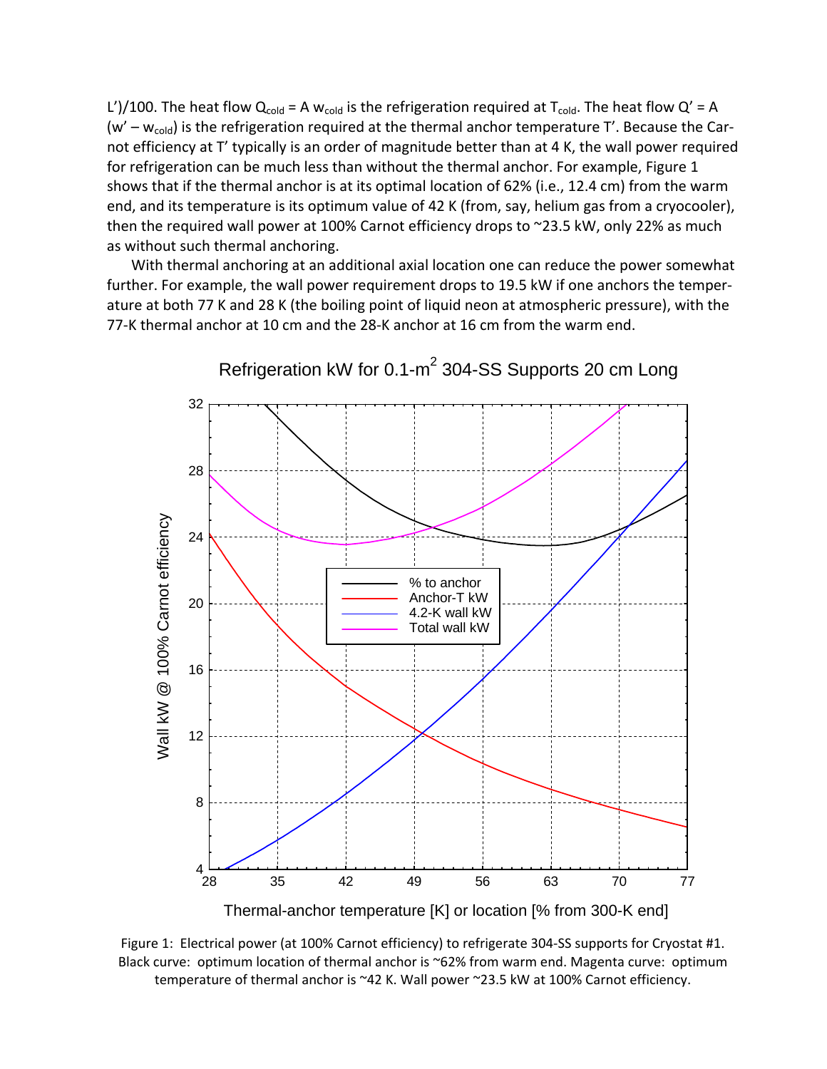L')/100. The heat flow $Q_{cold} = A\ w_{cold}$ is the refrigeration required at $T_{cold}$. The heat flow $Q' = A\ (w' - w_{cold})$ is the refrigeration required at the thermal anchor temperature T'. Because the Carnot efficiency at T' typically is an order of magnitude better than at 4 K, the wall power required for refrigeration can be much less than without the thermal anchor. For example, Figure 1 shows that if the thermal anchor is at its optimal location of 62% (i.e., 12.4 cm) from the warm end, and its temperature is its optimum value of 42 K (from, say, helium gas from a cryocooler), then the required wall power at 100% Carnot efficiency drops to ~23.5 kW, only 22% as much as without such thermal anchoring.

With thermal anchoring at an additional axial location one can reduce the power somewhat further. For example, the wall power requirement drops to 19.5 kW if one anchors the temperature at both 77 K and 28 K (the boiling point of liquid neon at atmospheric pressure), with the 77-K thermal anchor at 10 cm and the 28-K anchor at 16 cm from the warm end.

Figure 1: Electrical power (at 100% Carnot efficiency) to refrigerate 304-SS supports for Cryostat #1. Black curve: optimum location of thermal anchor is ~62% from warm end. Magenta curve: optimum temperature of thermal anchor is ~42 K. Wall power ~23.5 kW at 100% Carnot efficiency.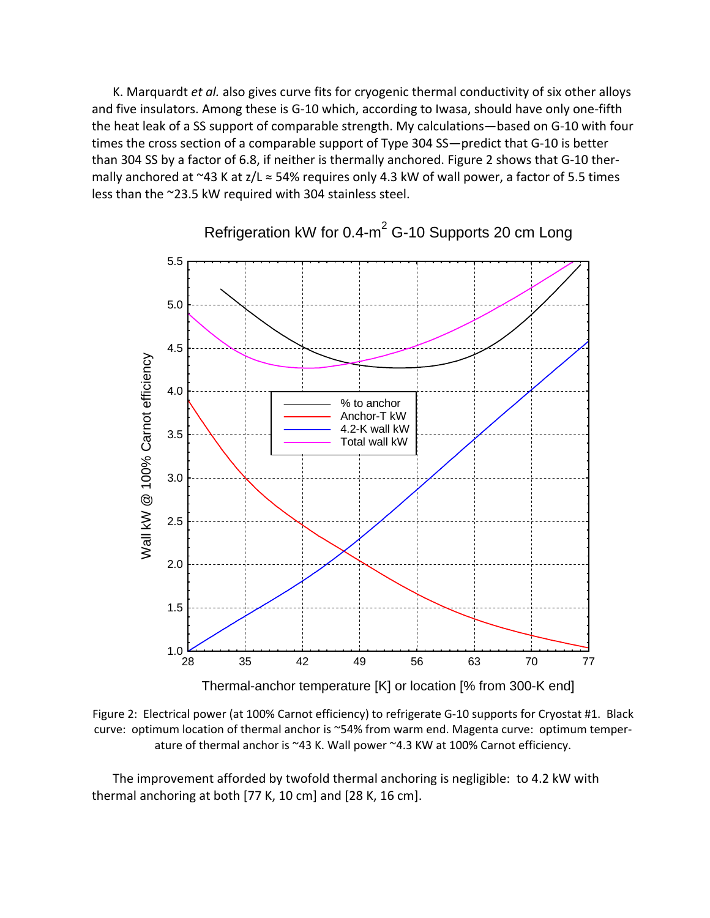K. Marquardt *et al.* also gives curve fits for cryogenic thermal conductivity of six other alloys and five insulators. Among these is G-10 which, according to Iwasa, should have only one-fifth the heat leak of a SS support of comparable strength. My calculations—based on G-10 with four times the cross section of a comparable support of Type 304 SS—predict that G-10 is better than 304 SS by a factor of 6.8, if neither is thermally anchored. Figure 2 shows that G-10 thermally anchored at ~43 K at z/L ≈ 54% requires only 4.3 kW of wall power, a factor of 5.5 times less than the ~23.5 kW required with 304 stainless steel.

Refrigeration kW for 0.4-m$^2$ G-10 Supports 20 cm Long

Wall kW @ 100% Carnot efficiency

5.5
5.0
4.5
4.0
3.5
3.0
2.5
2.0
1.5
1.0

28 35 42 49 56 63 70 77

Thermal-anchor temperature [K] or location [% from 300-K end]

% to anchor
Anchor-T kW
4.2-K wall kW
Total wall kW

Figure 2: Electrical power (at 100% Carnot efficiency) to refrigerate G-10 supports for Cryostat #1. Black curve: optimum location of thermal anchor is ~54% from warm end. Magenta curve: optimum temperature of thermal anchor is ~43 K. Wall power ~4.3 KW at 100% Carnot efficiency.

The improvement afforded by twofold thermal anchoring is negligible: to 4.2 kW with thermal anchoring at both [77 K, 10 cm] and [28 K, 16 cm].